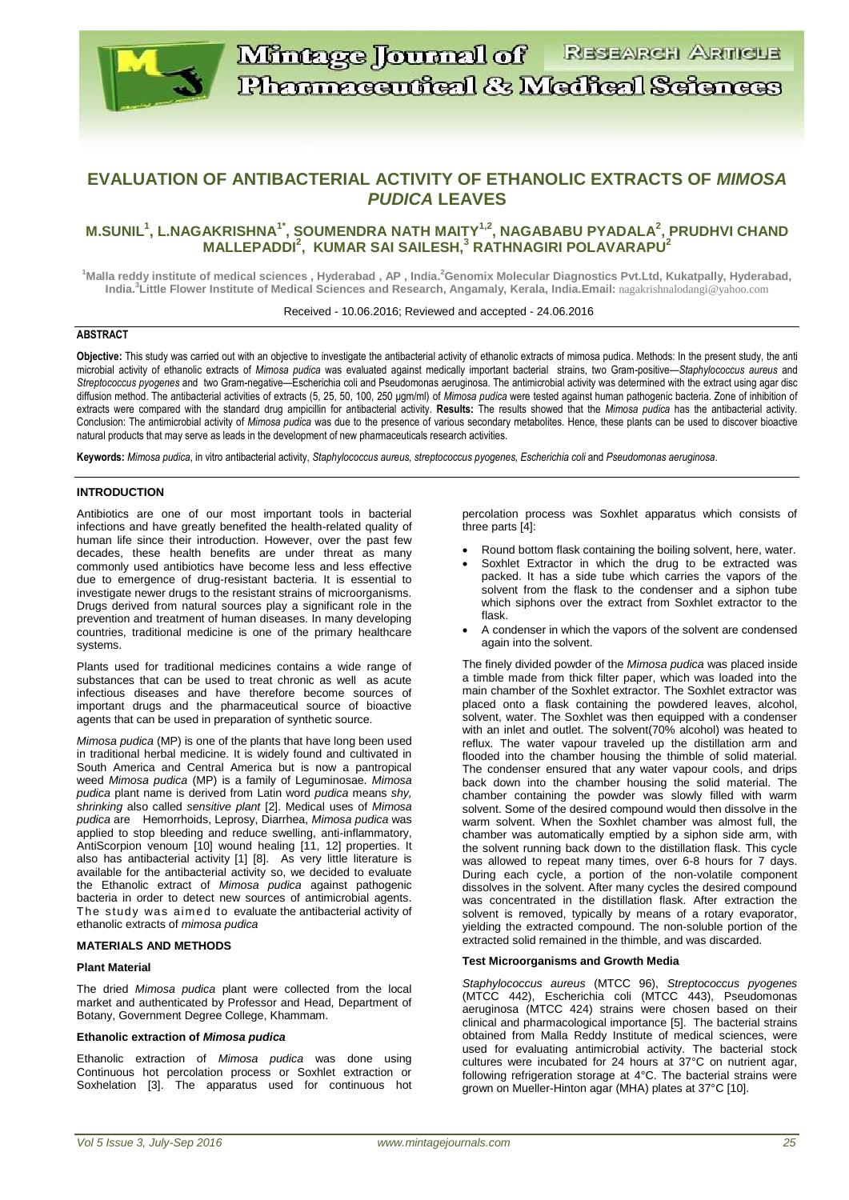# EVALUATION OF ANTIBACTERIAL ACTIVITY OF ETHANOLIC EXTRACTS OF *MIMOSA PUDICA* LEAVES

**M.SUNIL[1], L.NAGAKRISHNA[1*], SOUMENDRA NATH MAITY[1,2], NAGABABU PYADALA[2], PRUDHVI CHAND MALLEPADDI[2], KUMAR SAI SAILESH,[3] RATHNAGIRI POLAVARAPU[2]**

[1]Malla reddy institute of medical sciences , Hyderabad , AP , India.[2]Genomix Molecular Diagnostics Pvt.Ltd, Kukatpally, Hyderabad, India.[3]Little Flower Institute of Medical Sciences and Research, Angamaly, Kerala, India.Email: nagakrishnalodangi@yahoo.com

Received - 10.06.2016; Reviewed and accepted - 24.06.2016

## ABSTRACT

**Objective:** This study was carried out with an objective to investigate the antibacterial activity of ethanolic extracts of mimosa pudica. Methods: In the present study, the anti microbial activity of ethanolic extracts of *Mimosa pudica* was evaluated against medically important bacterial strains, two Gram-positive—*Staphylococcus aureus* and *Streptococcus pyogenes* and two Gram-negative—Escherichia coli and Pseudomonas aeruginosa. The antimicrobial activity was determined with the extract using agar disc diffusion method. The antibacterial activities of extracts (5, 25, 50, 100, 250 µgm/ml) of *Mimosa pudica* were tested against human pathogenic bacteria. Zone of inhibition of extracts were compared with the standard drug ampicillin for antibacterial activity. **Results:** The results showed that the *Mimosa pudica* has the antibacterial activity. Conclusion: The antimicrobial activity of *Mimosa pudica* was due to the presence of various secondary metabolites. Hence, these plants can be used to discover bioactive natural products that may serve as leads in the development of new pharmaceuticals research activities.

**Keywords:** *Mimosa pudica*, in vitro antibacterial activity, *Staphylococcus aureus, streptococcus pyogenes, Escherichia coli* and *Pseudomonas aeruginosa*.

## INTRODUCTION

Antibiotics are one of our most important tools in bacterial infections and have greatly benefited the health-related quality of human life since their introduction. However, over the past few decades, these health benefits are under threat as many commonly used antibiotics have become less and less effective due to emergence of drug-resistant bacteria. It is essential to investigate newer drugs to the resistant strains of microorganisms. Drugs derived from natural sources play a significant role in the prevention and treatment of human diseases. In many developing countries, traditional medicine is one of the primary healthcare systems.

Plants used for traditional medicines contains a wide range of substances that can be used to treat chronic as well as acute infectious diseases and have therefore become sources of important drugs and the pharmaceutical source of bioactive agents that can be used in preparation of synthetic source.

*Mimosa pudica* (MP) is one of the plants that have long been used in traditional herbal medicine. It is widely found and cultivated in South America and Central America but is now a pantropical weed *Mimosa pudica* (MP) is a family of Leguminosae. *Mimosa pudica* plant name is derived from Latin word *pudica* means *shy, shrinking* also called *sensitive plant* [2]. Medical uses of *Mimosa pudica* are Hemorrhoids, Leprosy, Diarrhea, *Mimosa pudica* was applied to stop bleeding and reduce swelling, anti-inflammatory, AntiScorpion venoum [10] wound healing [11, 12] properties. It also has antibacterial activity [1] [8]. As very little literature is available for the antibacterial activity so, we decided to evaluate the Ethanolic extract of *Mimosa pudica* against pathogenic bacteria in order to detect new sources of antimicrobial agents. The study was aimed to evaluate the antibacterial activity of ethanolic extracts of *mimosa pudica*

## MATERIALS AND METHODS

### Plant Material

The dried *Mimosa pudica* plant were collected from the local market and authenticated by Professor and Head, Department of Botany, Government Degree College, Khammam.

### Ethanolic extraction of *Mimosa pudica*

Ethanolic extraction of *Mimosa pudica* was done using Continuous hot percolation process or Soxhlet extraction or Soxhelation [3]. The apparatus used for continuous hot percolation process was Soxhlet apparatus which consists of three parts [4]:

- Round bottom flask containing the boiling solvent, here, water.
- Soxhlet Extractor in which the drug to be extracted was packed. It has a side tube which carries the vapors of the solvent from the flask to the condenser and a siphon tube which siphons over the extract from Soxhlet extractor to the flask.
- A condenser in which the vapors of the solvent are condensed again into the solvent.

The finely divided powder of the *Mimosa pudica* was placed inside a timble made from thick filter paper, which was loaded into the main chamber of the Soxhlet extractor. The Soxhlet extractor was placed onto a flask containing the powdered leaves, alcohol, solvent, water. The Soxhlet was then equipped with a condenser with an inlet and outlet. The solvent(70% alcohol) was heated to reflux. The water vapour traveled up the distillation arm and flooded into the chamber housing the thimble of solid material. The condenser ensured that any water vapour cools, and drips back down into the chamber housing the solid material. The chamber containing the powder was slowly filled with warm solvent. Some of the desired compound would then dissolve in the warm solvent. When the Soxhlet chamber was almost full, the chamber was automatically emptied by a siphon side arm, with the solvent running back down to the distillation flask. This cycle was allowed to repeat many times, over 6-8 hours for 7 days. During each cycle, a portion of the non-volatile component dissolves in the solvent. After many cycles the desired compound was concentrated in the distillation flask. After extraction the solvent is removed, typically by means of a rotary evaporator, yielding the extracted compound. The non-soluble portion of the extracted solid remained in the thimble, and was discarded.

### Test Microorganisms and Growth Media

*Staphylococcus aureus* (MTCC 96), *Streptococcus pyogenes* (MTCC 442), Escherichia coli (MTCC 443), Pseudomonas aeruginosa (MTCC 424) strains were chosen based on their clinical and pharmacological importance [5]. The bacterial strains obtained from Malla Reddy Institute of medical sciences, were used for evaluating antimicrobial activity. The bacterial stock cultures were incubated for 24 hours at 37°C on nutrient agar, following refrigeration storage at 4°C. The bacterial strains were grown on Mueller-Hinton agar (MHA) plates at 37°C [10].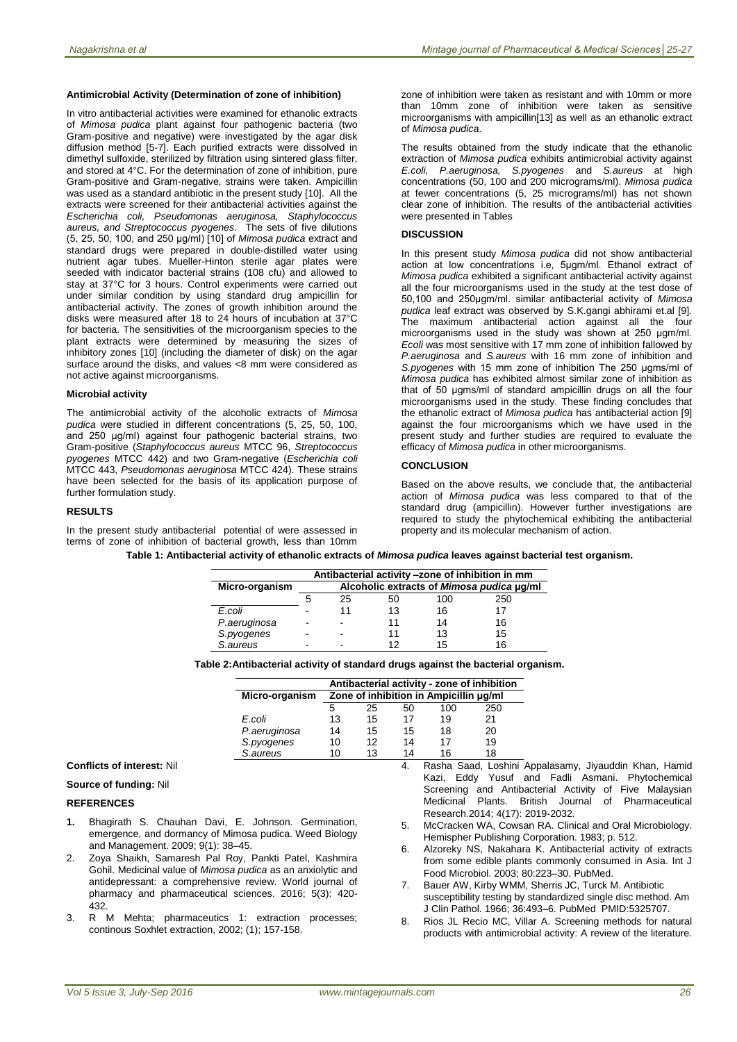**Antimicrobial Activity (Determination of zone of inhibition)**

In vitro antibacterial activities were examined for ethanolic extracts of *Mimosa pudica* plant against four pathogenic bacteria (two Gram-positive and negative) were investigated by the agar disk diffusion method [5-7]. Each purified extracts were dissolved in dimethyl sulfoxide, sterilized by filtration using sintered glass filter, and stored at 4°C. For the determination of zone of inhibition, pure Gram-positive and Gram-negative, strains were taken. Ampicillin was used as a standard antibiotic in the present study [10]. All the extracts were screened for their antibacterial activities against the *Escherichia coli, Pseudomonas aeruginosa, Staphylococcus aureus, and Streptococcus pyogenes*. The sets of five dilutions (5, 25, 50, 100, and 250 µg/ml) [10] of *Mimosa pudica* extract and standard drugs were prepared in double-distilled water using nutrient agar tubes. Mueller-Hinton sterile agar plates were seeded with indicator bacterial strains (108 cfu) and allowed to stay at 37°C for 3 hours. Control experiments were carried out under similar condition by using standard drug ampicillin for antibacterial activity. The zones of growth inhibition around the disks were measured after 18 to 24 hours of incubation at 37°C for bacteria. The sensitivities of the microorganism species to the plant extracts were determined by measuring the sizes of inhibitory zones [10] (including the diameter of disk) on the agar surface around the disks, and values <8 mm were considered as not active against microorganisms.

**Microbial activity**

The antimicrobial activity of the alcoholic extracts of *Mimosa pudica* were studied in different concentrations (5, 25, 50, 100, and 250 µg/ml) against four pathogenic bacterial strains, two Gram-positive (*Staphylococcus aureus* MTCC 96, *Streptococcus pyogenes* MTCC 442) and two Gram-negative (*Escherichia coli* MTCC 443, *Pseudomonas aeruginosa* MTCC 424). These strains have been selected for the basis of its application purpose of further formulation study.

**RESULTS**

In the present study antibacterial potential of were assessed in terms of zone of inhibition of bacterial growth, less than 10mm zone of inhibition were taken as resistant and with 10mm or more than 10mm zone of inhibition were taken as sensitive microorganisms with ampicillin[13] as well as an ethanolic extract of *Mimosa pudica*.

The results obtained from the study indicate that the ethanolic extraction of *Mimosa pudica* exhibits antimicrobial activity against *E.coli, P.aeruginosa, S.pyogenes* and *S.aureus* at high concentrations (50, 100 and 200 micrograms/ml). *Mimosa pudica* at fewer concentrations (5, 25 micrograms/ml) has not shown clear zone of inhibition. The results of the antibacterial activities were presented in Tables

**DISCUSSION**

In this present study *Mimosa pudica* did not show antibacterial action at low concentrations i.e, 5µgm/ml. Ethanol extract of *Mimosa pudica* exhibited a significant antibacterial activity against all the four microorganisms used in the study at the test dose of 50,100 and 250µgm/ml. similar antibacterial activity of *Mimosa pudica* leaf extract was observed by S.K.gangi abhirami et.al [9]. The maximum antibacterial action against all the four microorganisms used in the study was shown at 250 µgm/ml. *Ecoli* was most sensitive with 17 mm zone of inhibition fallowed by *P.aeruginosa* and *S.aureus* with 16 mm zone of inhibition and *S.pyogenes* with 15 mm zone of inhibition The 250 µgms/ml of *Mimosa pudica* has exhibited almost similar zone of inhibition as that of 50 µgms/ml of standard ampicillin drugs on all the four microorganisms used in the study. These finding concludes that the ethanolic extract of *Mimosa pudica* has antibacterial action [9] against the four microorganisms which we have used in the present study and further studies are required to evaluate the efficacy of *Mimosa pudica* in other microorganisms.

**CONCLUSION**

Based on the above results, we conclude that, the antibacterial action of *Mimosa pudica* was less compared to that of the standard drug (ampicillin). However further investigations are required to study the phytochemical exhibiting the antibacterial property and its molecular mechanism of action.

**Table 1: Antibacterial activity of ethanolic extracts of *Mimosa pudica* leaves against bacterial test organism.**

| Micro-organism | Antibacterial activity –zone of inhibition in mm | | | | |
|---|---|---|---|---|---|
| | Alcoholic extracts of *Mimosa pudica* µg/ml | | | | |
| | 5 | 25 | 50 | 100 | 250 |
| *E.coli* | - | 11 | 13 | 16 | 17 |
| *P.aeruginosa* | - | - | 11 | 14 | 16 |
| *S.pyogenes* | - | - | 11 | 13 | 15 |
| *S.aureus* | - | - | 12 | 15 | 16 |

**Table 2: Antibacterial activity of standard drugs against the bacterial organism.**

| Micro-organism | Antibacterial activity - zone of inhibition | | | | |
|---|---|---|---|---|---|
| | Zone of inhibition in Ampicillin µg/ml | | | | |
| | 5 | 25 | 50 | 100 | 250 |
| *E.coli* | 13 | 15 | 17 | 19 | 21 |
| *P.aeruginosa* | 14 | 15 | 15 | 18 | 20 |
| *S.pyogenes* | 10 | 12 | 14 | 17 | 19 |
| *S.aureus* | 10 | 13 | 14 | 16 | 18 |

**Conflicts of interest:** Nil

**Source of funding:** Nil

**REFERENCES**

1. Bhagirath S. Chauhan Davi, E. Johnson. Germination, emergence, and dormancy of Mimosa pudica. Weed Biology and Management. 2009; 9(1): 38–45.
2. Zoya Shaikh, Samaresh Pal Roy, Pankti Patel, Kashmira Gohil. Medicinal value of *Mimosa pudica* as an anxiolytic and antidepressant: a comprehensive review. World journal of pharmacy and pharmaceutical sciences. 2016; 5(3): 420-432.
3. R M Mehta; pharmaceutics 1: extraction processes; continous Soxhlet extraction, 2002; (1); 157-158.
4. Rasha Saad, Loshini Appalasamy, Jiyauddin Khan, Hamid Kazi, Eddy Yusuf and Fadli Asmani. Phytochemical Screening and Antibacterial Activity of Five Malaysian Medicinal Plants. British Journal of Pharmaceutical Research.2014; 4(17): 2019-2032.
5. McCracken WA, Cowsan RA. Clinical and Oral Microbiology. Hemispher Publishing Corporation. 1983; p. 512.
6. Alzoreky NS, Nakahara K. Antibacterial activity of extracts from some edible plants commonly consumed in Asia. Int J Food Microbiol. 2003; 80:223–30. PubMed.
7. Bauer AW, Kirby WMM, Sherris JC, Turck M. Antibiotic susceptibility testing by standardized single disc method. Am J Clin Pathol. 1966; 36:493–6. PubMed PMID:5325707.
8. Rios JL Recio MC, Villar A. Screening methods for natural products with antimicrobial activity: A review of the literature.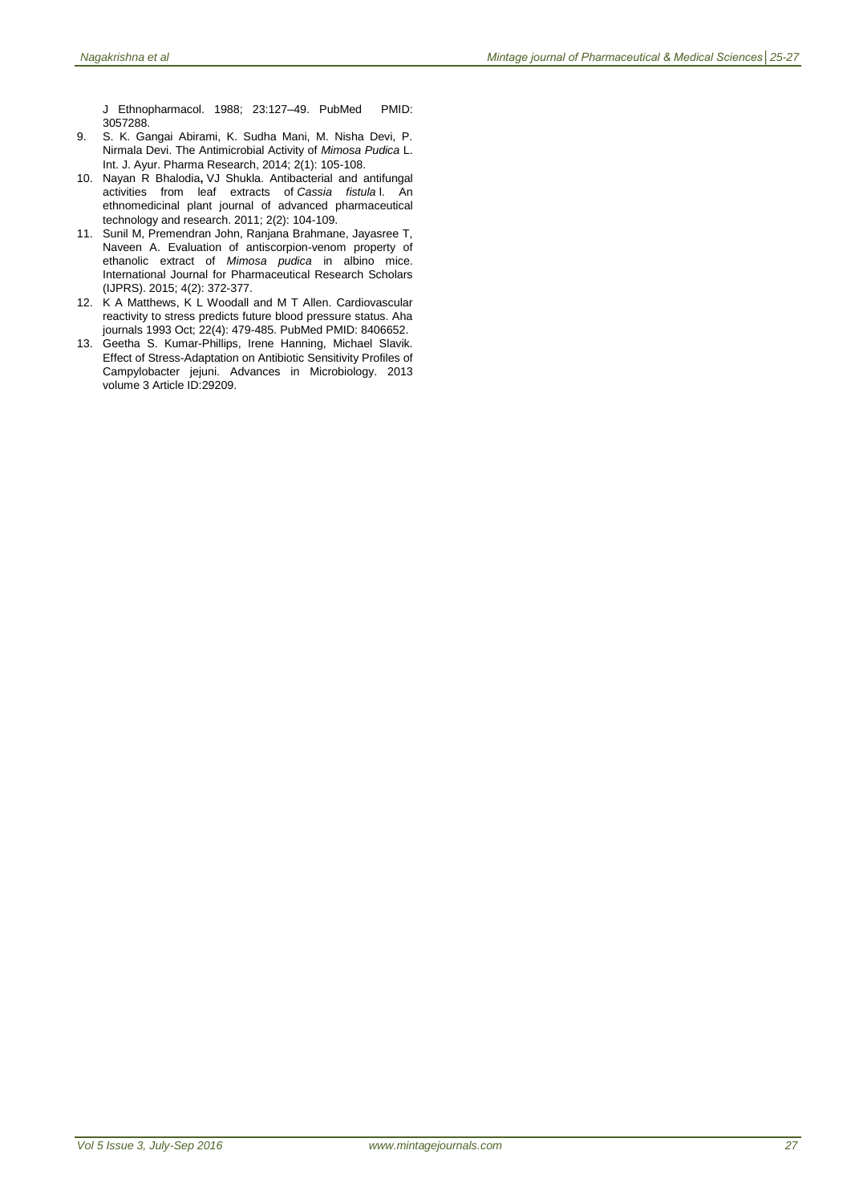J Ethnopharmacol. 1988; 23:127–49. PubMed PMID: 3057288.

9. S. K. Gangai Abirami, K. Sudha Mani, M. Nisha Devi, P. Nirmala Devi. The Antimicrobial Activity of *Mimosa Pudica* L. Int. J. Ayur. Pharma Research, 2014; 2(1): 105-108.
10. Nayan R Bhalodia**,** VJ Shukla. Antibacterial and antifungal activities from leaf extracts of *Cassia fistula* l. An ethnomedicinal plant journal of advanced pharmaceutical technology and research. 2011; 2(2): 104-109.
11. Sunil M, Premendran John, Ranjana Brahmane, Jayasree T, Naveen A. Evaluation of antiscorpion-venom property of ethanolic extract of *Mimosa pudica* in albino mice. International Journal for Pharmaceutical Research Scholars (IJPRS). 2015; 4(2): 372-377.
12. K A Matthews, K L Woodall and M T Allen. Cardiovascular reactivity to stress predicts future blood pressure status. Aha journals 1993 Oct; 22(4): 479-485. PubMed PMID: 8406652.
13. Geetha S. Kumar-Phillips, Irene Hanning, Michael Slavik. Effect of Stress-Adaptation on Antibiotic Sensitivity Profiles of Campylobacter jejuni. Advances in Microbiology. 2013 volume 3 Article ID:29209.